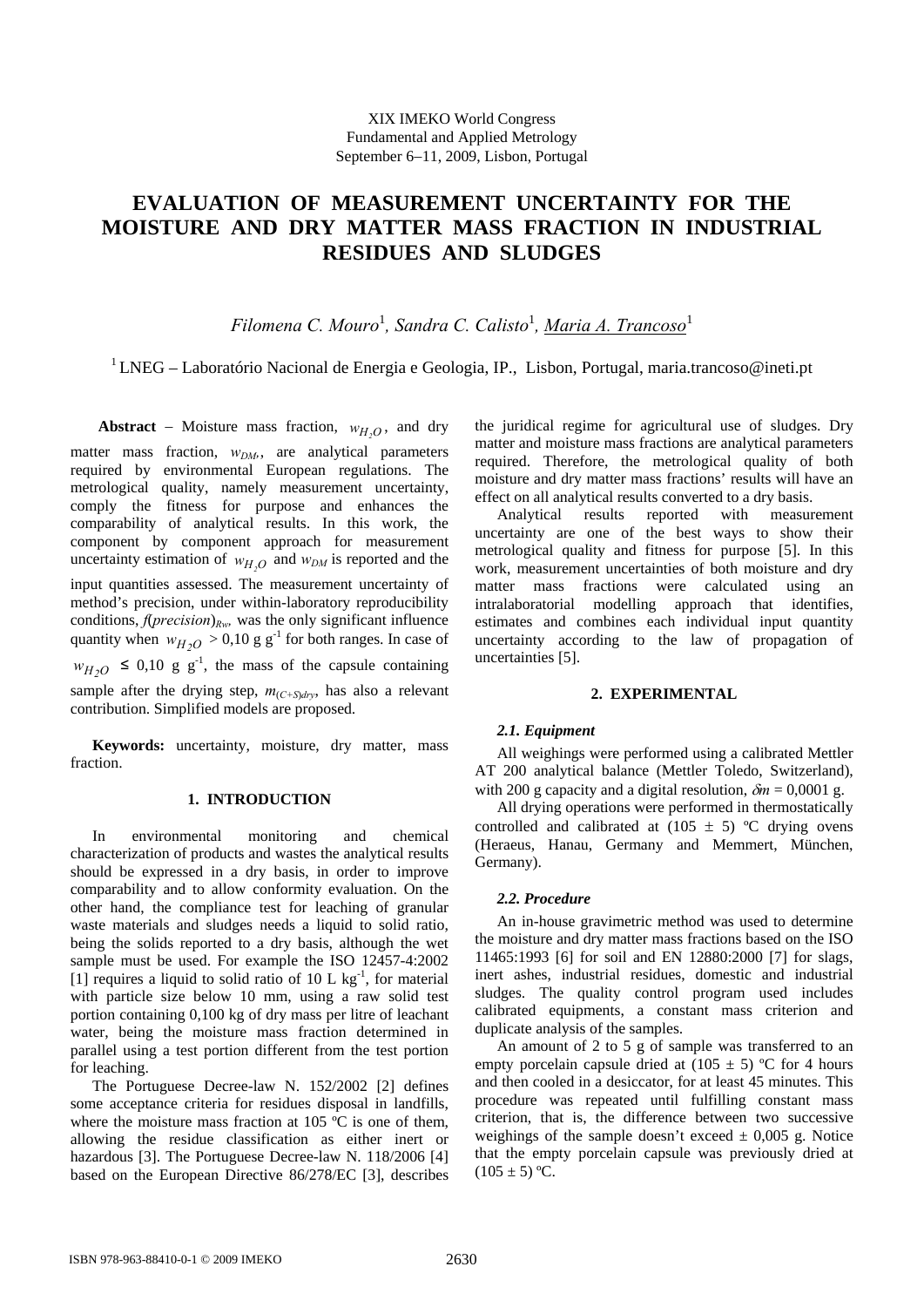XIX IMEKO World Congress
Fundamental and Applied Metrology
September 6−11, 2009, Lisbon, Portugal

# EVALUATION OF MEASUREMENT UNCERTAINTY FOR THE MOISTURE AND DRY MATTER MASS FRACTION IN INDUSTRIAL RESIDUES AND SLUDGES

*Filomena C. Mouro*[1], *Sandra C. Calisto*[1], *Maria A. Trancoso*[1]

[1] LNEG – Laboratório Nacional de Energia e Geologia, IP., Lisbon, Portugal, maria.trancoso@ineti.pt

**Abstract** − Moisture mass fraction, $w_{H_2O}$, and dry matter mass fraction, $w_{DM}$,, are analytical parameters required by environmental European regulations. The metrological quality, namely measurement uncertainty, comply the fitness for purpose and enhances the comparability of analytical results. In this work, the component by component approach for measurement uncertainty estimation of $w_{H_2O}$ and $w_{DM}$ is reported and the input quantities assessed. The measurement uncertainty of method's precision, under within-laboratory reproducibility conditions, $f(precision)_{Rw}$, was the only significant influence quantity when $w_{H_2O}$ > 0,10 g g$^{-1}$ for both ranges. In case of $w_{H_2O}$ ≤ 0,10 g g$^{-1}$, the mass of the capsule containing sample after the drying step, $m_{(C+S)dry}$, has also a relevant contribution. Simplified models are proposed.

**Keywords:** uncertainty, moisture, dry matter, mass fraction.

## 1. INTRODUCTION

In environmental monitoring and chemical characterization of products and wastes the analytical results should be expressed in a dry basis, in order to improve comparability and to allow conformity evaluation. On the other hand, the compliance test for leaching of granular waste materials and sludges needs a liquid to solid ratio, being the solids reported to a dry basis, although the wet sample must be used. For example the ISO 12457-4:2002 [1] requires a liquid to solid ratio of 10 L kg$^{-1}$, for material with particle size below 10 mm, using a raw solid test portion containing 0,100 kg of dry mass per litre of leachant water, being the moisture mass fraction determined in parallel using a test portion different from the test portion for leaching.

The Portuguese Decree-law N. 152/2002 [2] defines some acceptance criteria for residues disposal in landfills, where the moisture mass fraction at 105 ºC is one of them, allowing the residue classification as either inert or hazardous [3]. The Portuguese Decree-law N. 118/2006 [4] based on the European Directive 86/278/EC [3], describes the juridical regime for agricultural use of sludges. Dry matter and moisture mass fractions are analytical parameters required. Therefore, the metrological quality of both moisture and dry matter mass fractions' results will have an effect on all analytical results converted to a dry basis.

Analytical results reported with measurement uncertainty are one of the best ways to show their metrological quality and fitness for purpose [5]. In this work, measurement uncertainties of both moisture and dry matter mass fractions were calculated using an intralaboratorial modelling approach that identifies, estimates and combines each individual input quantity uncertainty according to the law of propagation of uncertainties [5].

## 2. EXPERIMENTAL

### *2.1. Equipment*

All weighings were performed using a calibrated Mettler AT 200 analytical balance (Mettler Toledo, Switzerland), with 200 g capacity and a digital resolution, $\delta m$ = 0,0001 g.

All drying operations were performed in thermostatically controlled and calibrated at (105 ± 5) ºC drying ovens (Heraeus, Hanau, Germany and Memmert, München, Germany).

### *2.2. Procedure*

An in-house gravimetric method was used to determine the moisture and dry matter mass fractions based on the ISO 11465:1993 [6] for soil and EN 12880:2000 [7] for slags, inert ashes, industrial residues, domestic and industrial sludges. The quality control program used includes calibrated equipments, a constant mass criterion and duplicate analysis of the samples.

An amount of 2 to 5 g of sample was transferred to an empty porcelain capsule dried at (105 ± 5) ºC for 4 hours and then cooled in a desiccator, for at least 45 minutes. This procedure was repeated until fulfilling constant mass criterion, that is, the difference between two successive weighings of the sample doesn't exceed ± 0,005 g. Notice that the empty porcelain capsule was previously dried at (105 ± 5) ºC.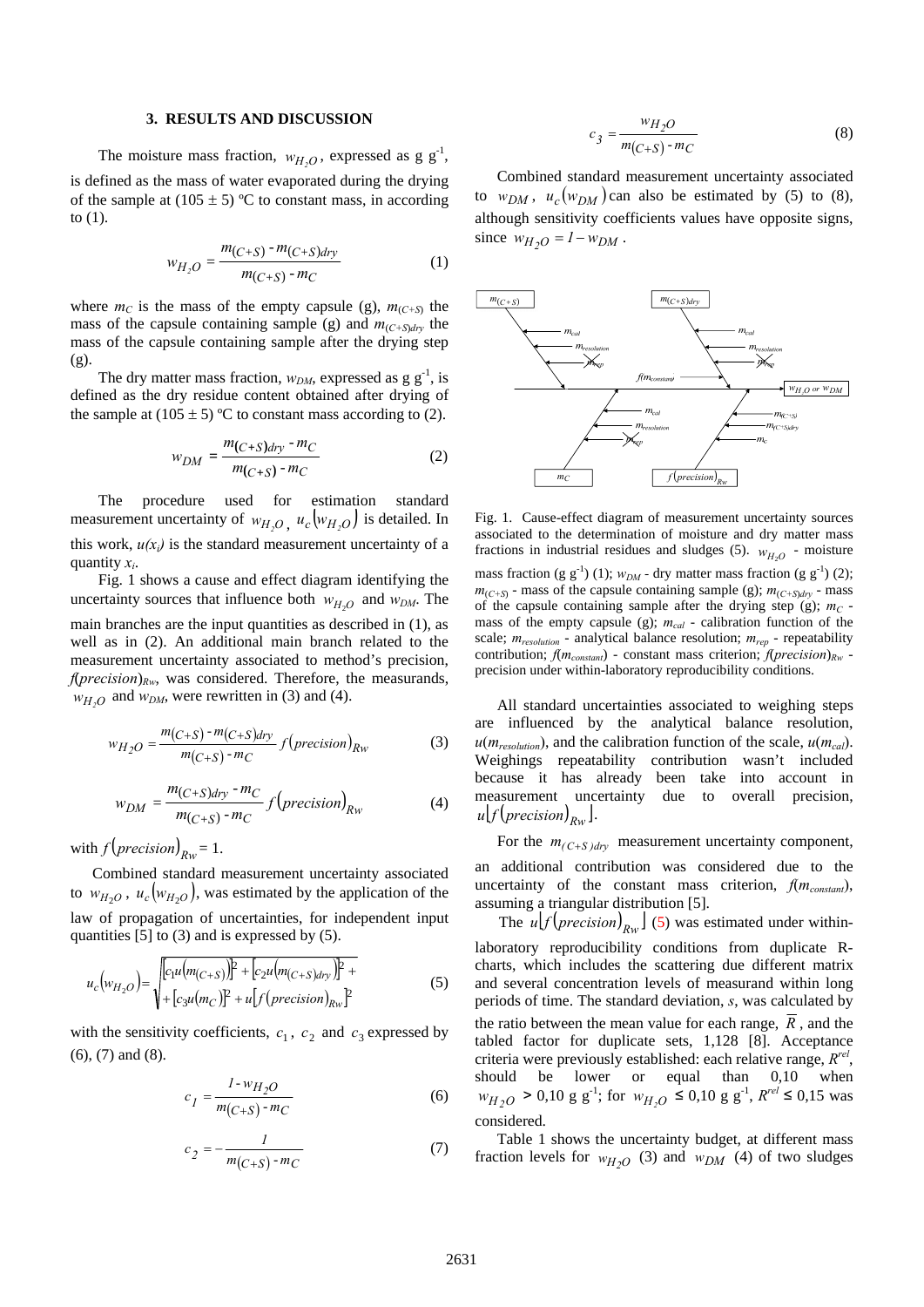## 3. RESULTS AND DISCUSSION

The moisture mass fraction, $w_{H_2O}$, expressed as g g$^{-1}$, is defined as the mass of water evaporated during the drying of the sample at (105 ± 5) ºC to constant mass, in according to (1).

$$w_{H_2O} = \frac{m_{(C+S)} - m_{(C+S)dry}}{m_{(C+S)} - m_C} \quad (1)$$

where $m_C$ is the mass of the empty capsule (g), $m_{(C+S)}$ the mass of the capsule containing sample (g) and $m_{(C+S)dry}$ the mass of the capsule containing sample after the drying step (g).

The dry matter mass fraction, $w_{DM}$, expressed as g g$^{-1}$, is defined as the dry residue content obtained after drying of the sample at (105 ± 5) ºC to constant mass according to (2).

$$w_{DM} = \frac{m_{(C+S)dry} - m_C}{m_{(C+S)} - m_C} \quad (2)$$

The procedure used for estimation standard measurement uncertainty of $w_{H_2O}$, $u_c(w_{H_2O})$ is detailed. In this work, $u(x_i)$ is the standard measurement uncertainty of a quantity $x_i$.

Fig. 1 shows a cause and effect diagram identifying the uncertainty sources that influence both $w_{H_2O}$ and $w_{DM}$. The main branches are the input quantities as described in (1), as well as in (2). An additional main branch related to the measurement uncertainty associated to method's precision, $f(precision)_{Rw}$, was considered. Therefore, the measurands, $w_{H_2O}$ and $w_{DM}$, were rewritten in (3) and (4).

$$w_{H_2O} = \frac{m_{(C+S)} - m_{(C+S)dry}}{m_{(C+S)} - m_C} f(precision)_{Rw} \quad (3)$$

$$w_{DM} = \frac{m_{(C+S)dry} - m_C}{m_{(C+S)} - m_C} f(precision)_{Rw} \quad (4)$$

with $f(precision)_{Rw} = 1$.

Combined standard measurement uncertainty associated to $w_{H_2O}$, $u_c(w_{H_2O})$, was estimated by the application of the law of propagation of uncertainties, for independent input quantities [5] to (3) and is expressed by (5).

$$u_c(w_{H_2O}) = \sqrt{\left[c_1 u(m_{(C+S)})\right]^2 + \left[c_2 u(m_{(C+S)dry})\right]^2 + \left[c_3 u(m_C)\right]^2 + u\left[f(precision)_{Rw}\right]^2} \quad (5)$$

with the sensitivity coefficients, $c_1$, $c_2$ and $c_3$ expressed by (6), (7) and (8).

$$c_1 = \frac{1 - w_{H_2O}}{m_{(C+S)} - m_C} \quad (6)$$

$$c_2 = -\frac{1}{m_{(C+S)} - m_C} \quad (7)$$

$$c_3 = \frac{w_{H_2O}}{m_{(C+S)} - m_C} \quad (8)$$

Combined standard measurement uncertainty associated to $w_{DM}$, $u_c(w_{DM})$ can also be estimated by (5) to (8), although sensitivity coefficients values have opposite signs, since $w_{H_2O} = 1 - w_{DM}$.

Fig. 1. Cause-effect diagram of measurement uncertainty sources associated to the determination of moisture and dry matter mass fractions in industrial residues and sludges (5). $w_{H_2O}$ - moisture mass fraction (g g$^{-1}$) (1); $w_{DM}$ - dry matter mass fraction (g g$^{-1}$) (2); $m_{(C+S)}$ - mass of the capsule containing sample (g); $m_{(C+S)dry}$ - mass of the capsule containing sample after the drying step (g); $m_C$ - mass of the empty capsule (g); $m_{cal}$ - calibration function of the scale; $m_{resolution}$ - analytical balance resolution; $m_{rep}$ - repeatability contribution; $f(m_{constant})$ - constant mass criterion; $f(precision)_{Rw}$ - precision under within-laboratory reproducibility conditions.

All standard uncertainties associated to weighing steps are influenced by the analytical balance resolution, $u(m_{resolution})$, and the calibration function of the scale, $u(m_{cal})$. Weighings repeatability contribution wasn't included because it has already been take into account in measurement uncertainty due to overall precision, $u\left[f(precision)_{Rw}\right]$.

For the $m_{(C+S)dry}$ measurement uncertainty component, an additional contribution was considered due to the uncertainty of the constant mass criterion, $f(m_{constant})$, assuming a triangular distribution [5].

The $u\left[f(precision)_{Rw}\right]$ (5) was estimated under within-laboratory reproducibility conditions from duplicate R-charts, which includes the scattering due different matrix and several concentration levels of measurand within long periods of time. The standard deviation, $s$, was calculated by the ratio between the mean value for each range, $\overline{R}$, and the tabled factor for duplicate sets, 1,128 [8]. Acceptance criteria were previously established: each relative range, $R^{rel}$, should be lower or equal than 0,10 when $w_{H_2O} > 0{,}10$ g g$^{-1}$; for $w_{H_2O} \leq 0{,}10$ g g$^{-1}$, $R^{rel} \leq 0{,}15$ was considered.

Table 1 shows the uncertainty budget, at different mass fraction levels for $w_{H_2O}$ (3) and $w_{DM}$ (4) of two sludges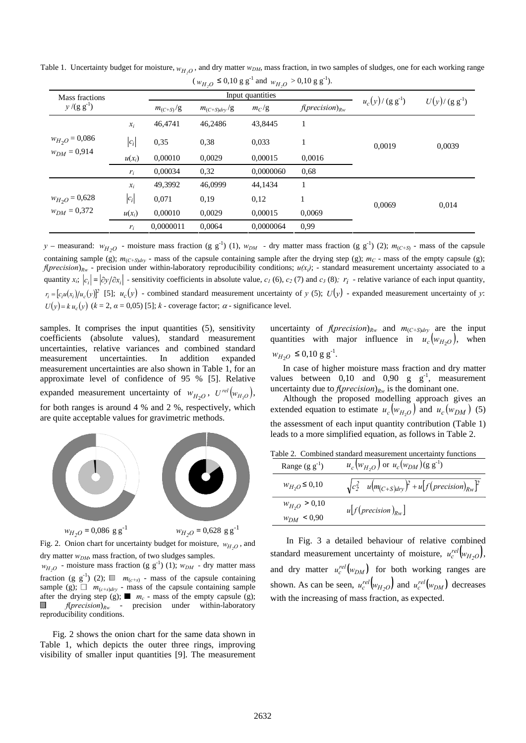Table 1. Uncertainty budget for moisture, $w_{H_2O}$, and dry matter $w_{DM}$, mass fraction, in two samples of sludges, one for each working range ($w_{H_2O}$ ≤ 0,10 g g$^{-1}$ and $w_{H_2O}$ > 0,10 g g$^{-1}$).

| Mass fractions $y$ /(g g$^{-1}$) | | Input quantities | | | | $u_c(y)$ / (g g$^{-1}$) | $U(y)$ / (g g$^{-1}$) |
|---|---|---|---|---|---|---|---|
| | | $m_{(C+S)}$/g | $m_{(C+S)dry}$/g | $m_C$/g | $f(precision)_{Rw}$ | | |
| $w_{H_2O}$ = 0,086, $w_{DM}$ = 0,914 | $x_i$ | 46,4741 | 46,2486 | 43,8445 | 1 | 0,0019 | 0,0039 |
| | $\lvert c_i \rvert$ | 0,35 | 0,38 | 0,033 | 1 | | |
| | $u(x_i)$ | 0,00010 | 0,0029 | 0,00015 | 0,0016 | | |
| | $r_i$ | 0,00034 | 0,32 | 0,0000060 | 0,68 | | |
| $w_{H_2O}$ = 0,628, $w_{DM}$ = 0,372 | $x_i$ | 49,3992 | 46,0999 | 44,1434 | 1 | 0,0069 | 0,014 |
| | $\lvert c_i \rvert$ | 0,071 | 0,19 | 0,12 | 1 | | |
| | $u(x_i)$ | 0,00010 | 0,0029 | 0,00015 | 0,0069 | | |
| | $r_i$ | 0,0000011 | 0,0064 | 0,0000064 | 0,99 | | |

$y$ – measurand: $w_{H_2O}$ - moisture mass fraction (g g$^{-1}$) (1), $w_{DM}$ - dry matter mass fraction (g g$^{-1}$) (2); $m_{(C+S)}$ - mass of the capsule containing sample (g); $m_{(C+S)dry}$ - mass of the capsule containing sample after the drying step (g); $m_C$ - mass of the empty capsule (g); $f(precision)_{Rw}$ - precision under within-laboratory reproducibility conditions; $u(x_i)$; - standard measurement uncertainty associated to a quantity $x_i$; $|c_i| = |\partial y / \partial x_i|$ - sensitivity coefficients in absolute value, $c_1$ (6), $c_2$ (7) and $c_3$ (8); $r_i$ - relative variance of each input quantity, $r_i = [c_i u(x_i)/u_c(y)]^2$ [5]; $u_c(y)$ - combined standard measurement uncertainty of $y$ (5); $U(y)$ - expanded measurement uncertainty of $y$: $U(y) = k\, u_c(y)$ ($k$ = 2, $\alpha$ = 0,05) [5]; $k$ - coverage factor; $\alpha$ - significance level.

samples. It comprises the input quantities (5), sensitivity coefficients (absolute values), standard measurement uncertainties, relative variances and combined standard measurement uncertainties. In addition expanded measurement uncertainties are also shown in Table 1, for an approximate level of confidence of 95 % [5]. Relative expanded measurement uncertainty of $w_{H_2O}$, $U^{rel}(w_{H_2O})$, for both ranges is around 4 % and 2 %, respectively, which are quite acceptable values for gravimetric methods.

$w_{H_2O}$ = 0,086 g g$^{-1}$ $w_{H_2O}$ = 0,628 g g$^{-1}$

Fig. 2. Onion chart for uncertainty budget for moisture, $w_{H_2O}$, and dry matter $w_{DM}$, mass fraction, of two sludges samples.
$w_{H_2O}$ - moisture mass fraction (g g$^{-1}$) (1); $w_{DM}$ - dry matter mass fraction (g g$^{-1}$) (2); $m_{(c+s)}$ - mass of the capsule containing sample (g); $m_{(c+s)dry}$ - mass of the capsule containing sample after the drying step (g); $m_c$ - mass of the empty capsule (g); $f(precision)_{Rw}$ - precision under within-laboratory reproducibility conditions.

Fig. 2 shows the onion chart for the same data shown in Table 1, which depicts the outer three rings, improving visibility of smaller input quantities [9]. The measurement uncertainty of $f(precision)_{Rw}$ and $m_{(C+S)dry}$ are the input quantities with major influence in $u_c(w_{H_2O})$, when $w_{H_2O}$ ≤ 0,10 g g$^{-1}$.

In case of higher moisture mass fraction and dry matter values between 0,10 and 0,90 g g$^{-1}$, measurement uncertainty due to $f(precision)_{Rw}$ is the dominant one.

Although the proposed modelling approach gives an extended equation to estimate $u_c(w_{H_2O})$ and $u_c(w_{DM})$ (5) the assessment of each input quantity contribution (Table 1) leads to a more simplified equation, as follows in Table 2.

Table 2. Combined standard measurement uncertainty functions

| Range (g g$^{-1}$) | $u_c(w_{H_2O})$ or $u_c(w_{DM})$ (g g$^{-1}$) |
|---|---|
| $w_{H_2O} \le 0{,}10$ | $\sqrt{c_2^2 \quad u(m_{(C+S)dry})^2 + u[f(precision)_{Rw}]^2}$ |
| $w_{H_2O} > 0{,}10$, $w_{DM} < 0{,}90$ | $u[f(precision)_{Rw}]$ |

In Fig. 3 a detailed behaviour of relative combined standard measurement uncertainty of moisture, $u_c^{rel}(w_{H_2O})$, and dry matter $u_c^{rel}(w_{DM})$ for both working ranges are shown. As can be seen, $u_c^{rel}(w_{H_2O})$ and $u_c^{rel}(w_{DM})$ decreases with the increasing of mass fraction, as expected.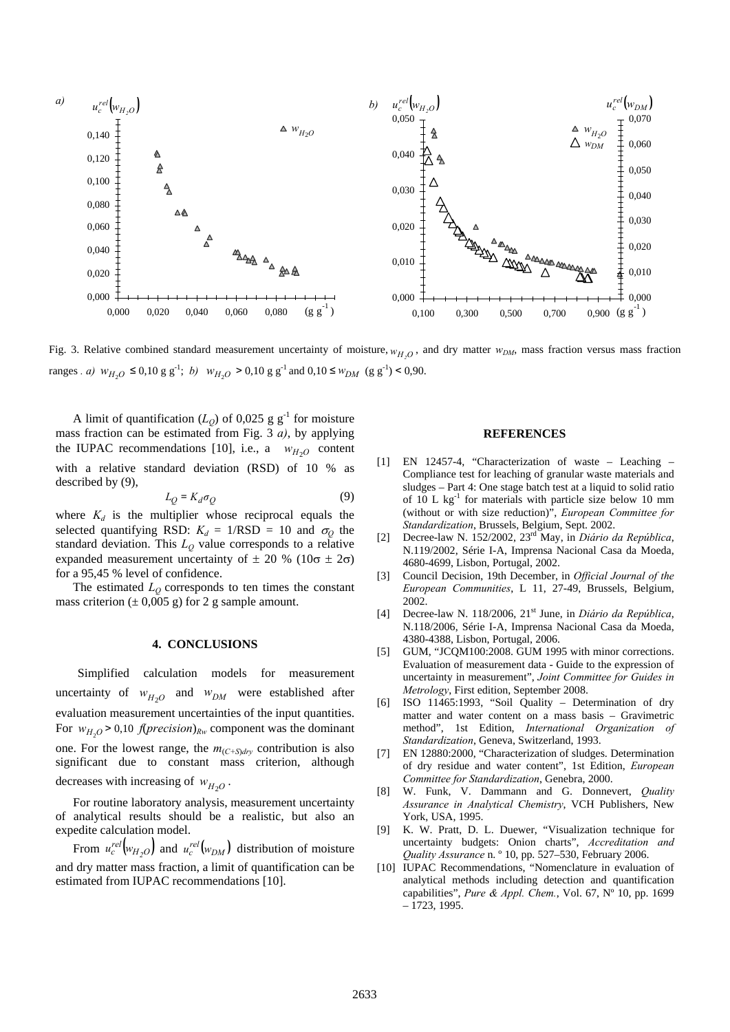a) $u_c^{rel}(w_{H_2O})$

0,140
0,120
0,100
0,080
0,060
0,040
0,020
0,000

0,000 0,020 0,040 0,060 0,080 (g g$^{-1}$)

$w_{H_2O}$

b) $u_c^{rel}(w_{H_2O})$ $u_c^{rel}(w_{DM})$

0,050
0,040
0,030
0,020
0,010
0,000

0,070
0,060
0,050
0,040
0,030
0,020
0,010
0,000

0,100 0,300 0,500 0,700 0,900 (g g$^{-1}$)

$w_{H_2O}$
$w_{DM}$

Fig. 3. Relative combined standard measurement uncertainty of moisture, $w_{H_2O}$, and dry matter $w_{DM}$, mass fraction versus mass fraction ranges . *a)* $w_{H_2O} \leq 0{,}10$ g g$^{-1}$; *b)* $w_{H_2O} > 0{,}10$ g g$^{-1}$ and $0{,}10 \leq w_{DM}$ (g g$^{-1}$) $< 0{,}90$.

A limit of quantification ($L_Q$) of 0,025 g g$^{-1}$ for moisture mass fraction can be estimated from Fig. 3 *a)*, by applying the IUPAC recommendations [10], i.e., a $w_{H_2O}$ content with a relative standard deviation (RSD) of 10 % as described by (9),

$$L_Q = K_d \sigma_Q \tag{9}$$

where $K_d$ is the multiplier whose reciprocal equals the selected quantifying RSD: $K_d$ = 1/RSD = 10 and $\sigma_Q$ the standard deviation. This $L_Q$ value corresponds to a relative expanded measurement uncertainty of ± 20 % (10σ ± 2σ) for a 95,45 % level of confidence.

The estimated $L_Q$ corresponds to ten times the constant mass criterion (± 0,005 g) for 2 g sample amount.

## 4. CONCLUSIONS

Simplified calculation models for measurement uncertainty of $w_{H_2O}$ and $w_{DM}$ were established after evaluation measurement uncertainties of the input quantities. For $w_{H_2O} > 0{,}10$ $f(precision)_{Rw}$ component was the dominant one. For the lowest range, the $m_{(C+S)dry}$ contribution is also significant due to constant mass criterion, although decreases with increasing of $w_{H_2O}$.

For routine laboratory analysis, measurement uncertainty of analytical results should be a realistic, but also an expedite calculation model.

From $u_c^{rel}(w_{H_2O})$ and $u_c^{rel}(w_{DM})$ distribution of moisture and dry matter mass fraction, a limit of quantification can be estimated from IUPAC recommendations [10].

## REFERENCES

[1] EN 12457-4, "Characterization of waste – Leaching – Compliance test for leaching of granular waste materials and sludges – Part 4: One stage batch test at a liquid to solid ratio of 10 L kg$^{-1}$ for materials with particle size below 10 mm (without or with size reduction)", *European Committee for Standardization*, Brussels, Belgium, Sept. 2002.

[2] Decree-law N. 152/2002, 23rd May, in *Diário da República*, N.119/2002, Série I-A, Imprensa Nacional Casa da Moeda, 4680-4699, Lisbon, Portugal, 2002.

[3] Council Decision, 19th December, in *Official Journal of the European Communities*, L 11, 27-49, Brussels, Belgium, 2002.

[4] Decree-law N. 118/2006, 21st June, in *Diário da República*, N.118/2006, Série I-A, Imprensa Nacional Casa da Moeda, 4380-4388, Lisbon, Portugal, 2006.

[5] GUM, "JCQM100:2008. GUM 1995 with minor corrections. Evaluation of measurement data - Guide to the expression of uncertainty in measurement", *Joint Committee for Guides in Metrology*, First edition, September 2008.

[6] ISO 11465:1993, "Soil Quality – Determination of dry matter and water content on a mass basis – Gravimetric method", 1st Edition, *International Organization of Standardization*, Geneva, Switzerland, 1993.

[7] EN 12880:2000, "Characterization of sludges. Determination of dry residue and water content", 1st Edition, *European Committee for Standardization*, Genebra, 2000.

[8] W. Funk, V. Dammann and G. Donnevert, *Quality Assurance in Analytical Chemistry*, VCH Publishers, New York, USA, 1995.

[9] K. W. Pratt, D. L. Duewer, "Visualization technique for uncertainty budgets: Onion charts", *Accreditation and Quality Assurance* n. º 10, pp. 527–530, February 2006.

[10] IUPAC Recommendations, "Nomenclature in evaluation of analytical methods including detection and quantification capabilities", *Pure & Appl. Chem.*, Vol. 67, Nº 10, pp. 1699 – 1723, 1995.